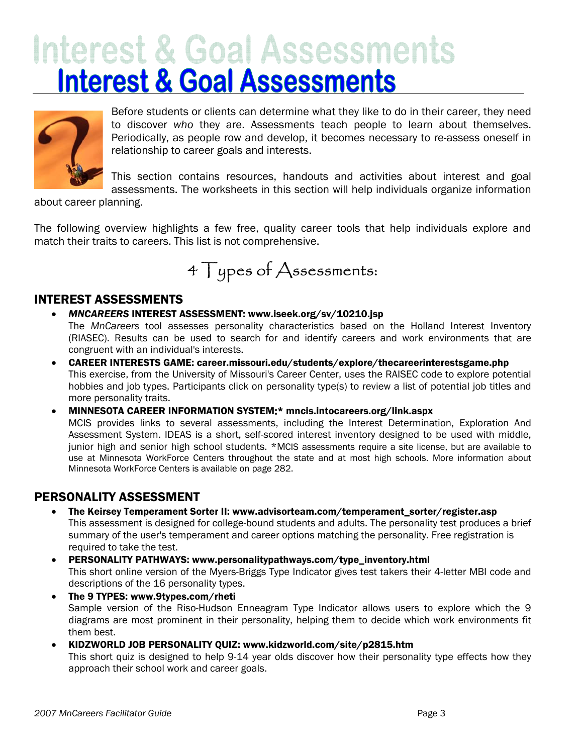# Interest & Goal Assessments

Before students or clients can determine what they like to do in their career, they need to discover *who* they are. Assessments teach people to learn about themselves. Periodically, as people row and develop, it becomes necessary to re-assess oneself in relationship to career goals and interests.

This section contains resources, handouts and activities about interest and goal assessments. The worksheets in this section will help individuals organize information about career planning.

The following overview highlights a few free, quality career tools that help individuals explore and match their traits to careers. This list is not comprehensive.

## 4 Types of Assessments:

### INTEREST ASSESSMENTS

- ***MNCAREERS* INTEREST ASSESSMENT: www.iseek.org/sv/10210.jsp**
  The *MnCareers* tool assesses personality characteristics based on the Holland Interest Inventory (RIASEC). Results can be used to search for and identify careers and work environments that are congruent with an individual's interests.
- **CAREER INTERESTS GAME: career.missouri.edu/students/explore/thecareerinterestsgame.php**
  This exercise, from the University of Missouri's Career Center, uses the RAISEC code to explore potential hobbies and job types. Participants click on personality type(s) to review a list of potential job titles and more personality traits.
- **MINNESOTA CAREER INFORMATION SYSTEM:* mncis.intocareers.org/link.aspx**
  MCIS provides links to several assessments, including the Interest Determination, Exploration And Assessment System. IDEAS is a short, self-scored interest inventory designed to be used with middle, junior high and senior high school students. *MCIS assessments require a site license, but are available to use at Minnesota WorkForce Centers throughout the state and at most high schools. More information about Minnesota WorkForce Centers is available on page 282.

### PERSONALITY ASSESSMENT

- **The Keirsey Temperament Sorter II: www.advisorteam.com/temperament_sorter/register.asp**
  This assessment is designed for college-bound students and adults. The personality test produces a brief summary of the user's temperament and career options matching the personality. Free registration is required to take the test.
- **PERSONALITY PATHWAYS: www.personalitypathways.com/type_inventory.html**
  This short online version of the Myers-Briggs Type Indicator gives test takers their 4-letter MBI code and descriptions of the 16 personality types.
- **The 9 TYPES: www.9types.com/rheti**
  Sample version of the Riso-Hudson Enneagram Type Indicator allows users to explore which the 9 diagrams are most prominent in their personality, helping them to decide which work environments fit them best.
- **KIDZWORLD JOB PERSONALITY QUIZ: www.kidzworld.com/site/p2815.htm**
  This short quiz is designed to help 9-14 year olds discover how their personality type effects how they approach their school work and career goals.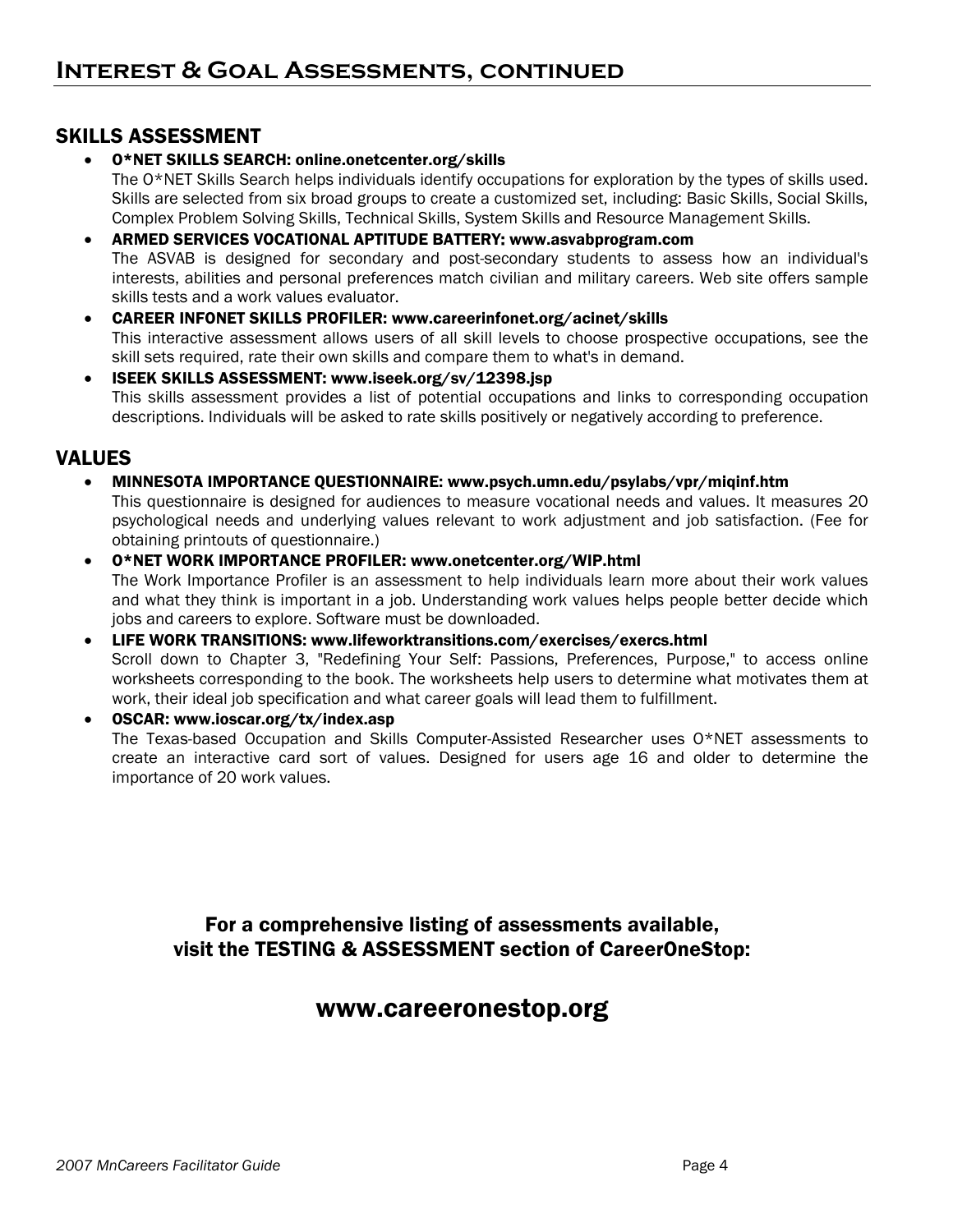# Interest & Goal Assessments, continued

## SKILLS ASSESSMENT

- **O*NET SKILLS SEARCH: online.onetcenter.org/skills**
  The O*NET Skills Search helps individuals identify occupations for exploration by the types of skills used. Skills are selected from six broad groups to create a customized set, including: Basic Skills, Social Skills, Complex Problem Solving Skills, Technical Skills, System Skills and Resource Management Skills.
- **ARMED SERVICES VOCATIONAL APTITUDE BATTERY: www.asvabprogram.com**
  The ASVAB is designed for secondary and post-secondary students to assess how an individual's interests, abilities and personal preferences match civilian and military careers. Web site offers sample skills tests and a work values evaluator.
- **CAREER INFONET SKILLS PROFILER: www.careerinfonet.org/acinet/skills**
  This interactive assessment allows users of all skill levels to choose prospective occupations, see the skill sets required, rate their own skills and compare them to what's in demand.
- **ISEEK SKILLS ASSESSMENT: www.iseek.org/sv/12398.jsp**
  This skills assessment provides a list of potential occupations and links to corresponding occupation descriptions. Individuals will be asked to rate skills positively or negatively according to preference.

## VALUES

- **MINNESOTA IMPORTANCE QUESTIONNAIRE: www.psych.umn.edu/psylabs/vpr/miqinf.htm**
  This questionnaire is designed for audiences to measure vocational needs and values. It measures 20 psychological needs and underlying values relevant to work adjustment and job satisfaction. (Fee for obtaining printouts of questionnaire.)
- **O*NET WORK IMPORTANCE PROFILER: www.onetcenter.org/WIP.html**
  The Work Importance Profiler is an assessment to help individuals learn more about their work values and what they think is important in a job. Understanding work values helps people better decide which jobs and careers to explore. Software must be downloaded.
- **LIFE WORK TRANSITIONS: www.lifeworktransitions.com/exercises/exercs.html**
  Scroll down to Chapter 3, "Redefining Your Self: Passions, Preferences, Purpose," to access online worksheets corresponding to the book. The worksheets help users to determine what motivates them at work, their ideal job specification and what career goals will lead them to fulfillment.
- **OSCAR: www.ioscar.org/tx/index.asp**
  The Texas-based Occupation and Skills Computer-Assisted Researcher uses O*NET assessments to create an interactive card sort of values. Designed for users age 16 and older to determine the importance of 20 work values.

**For a comprehensive listing of assessments available, visit the TESTING & ASSESSMENT section of CareerOneStop:**

## www.careeronestop.org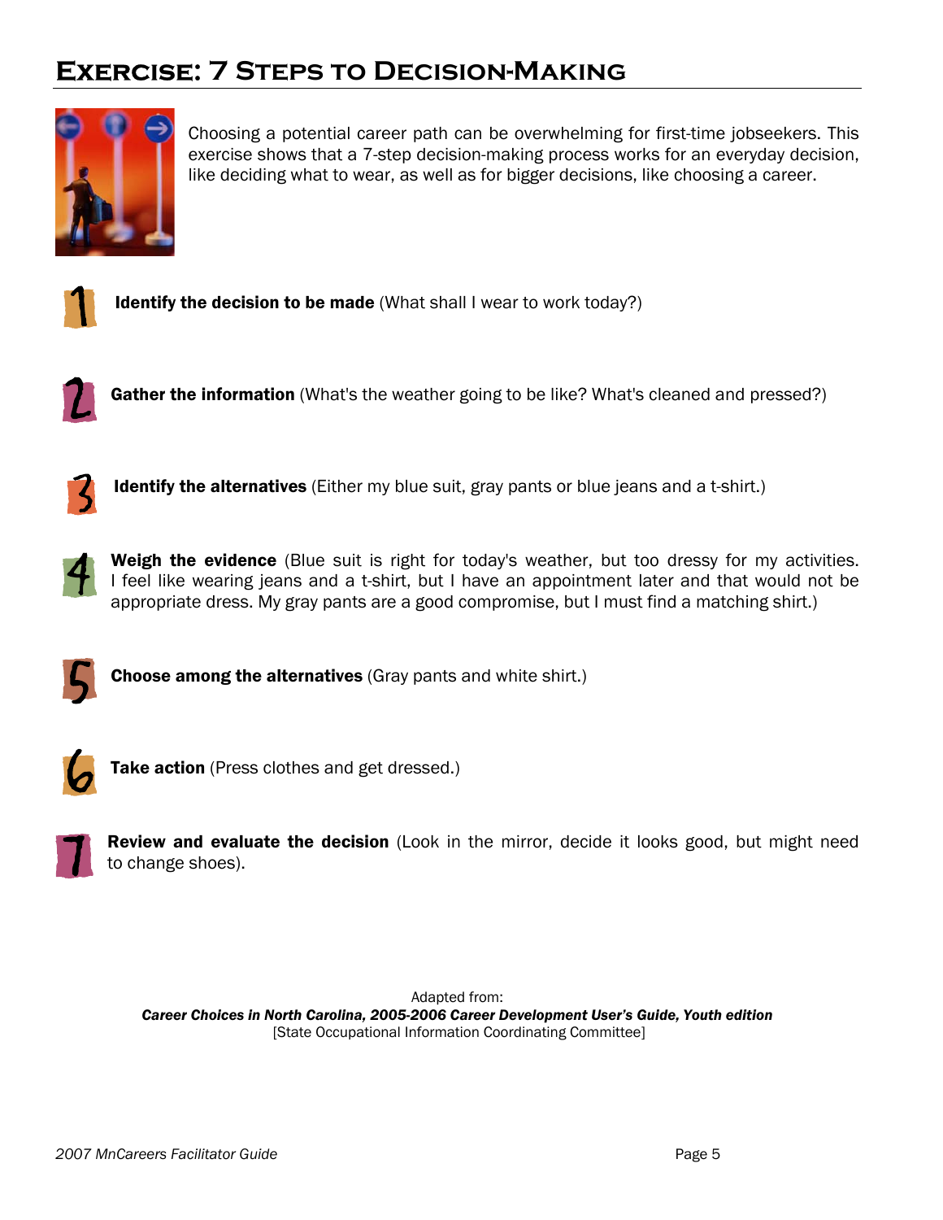# Exercise: 7 Steps to Decision-Making

Choosing a potential career path can be overwhelming for first-time jobseekers. This exercise shows that a 7-step decision-making process works for an everyday decision, like deciding what to wear, as well as for bigger decisions, like choosing a career.

1. **Identify the decision to be made** (What shall I wear to work today?)

2. **Gather the information** (What's the weather going to be like? What's cleaned and pressed?)

3. **Identify the alternatives** (Either my blue suit, gray pants or blue jeans and a t-shirt.)

4. **Weigh the evidence** (Blue suit is right for today's weather, but too dressy for my activities. I feel like wearing jeans and a t-shirt, but I have an appointment later and that would not be appropriate dress. My gray pants are a good compromise, but I must find a matching shirt.)

5. **Choose among the alternatives** (Gray pants and white shirt.)

6. **Take action** (Press clothes and get dressed.)

7. **Review and evaluate the decision** (Look in the mirror, decide it looks good, but might need to change shoes).

Adapted from:
***Career Choices in North Carolina, 2005-2006 Career Development User's Guide, Youth edition***
[State Occupational Information Coordinating Committee]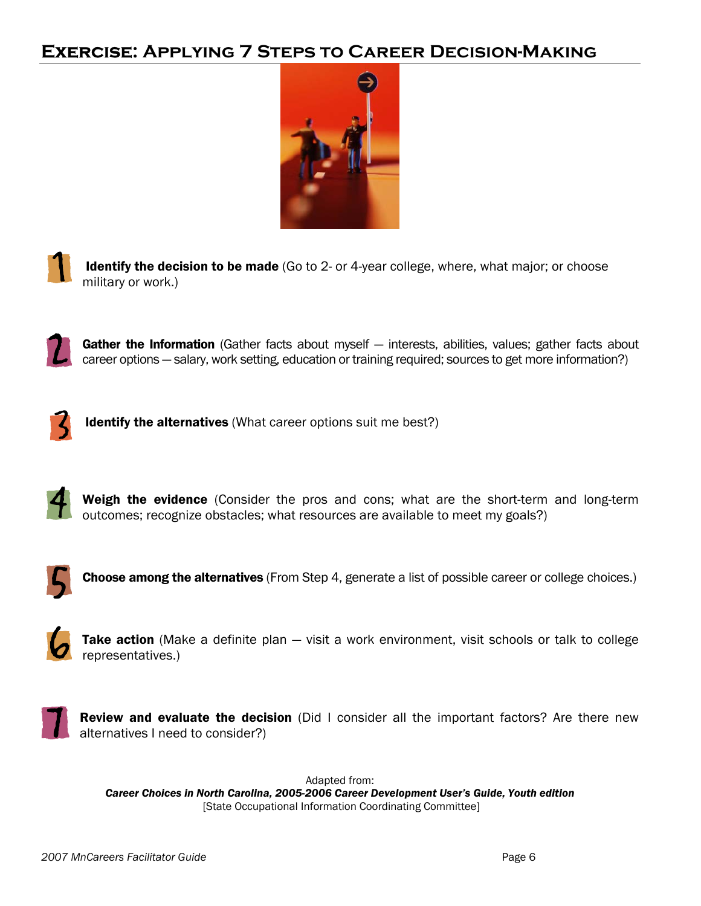# Exercise: Applying 7 Steps to Career Decision-Making

1. **Identify the decision to be made** (Go to 2- or 4-year college, where, what major; or choose military or work.)

2. **Gather the Information** (Gather facts about myself — interests, abilities, values; gather facts about career options — salary, work setting, education or training required; sources to get more information?)

3. **Identify the alternatives** (What career options suit me best?)

4. **Weigh the evidence** (Consider the pros and cons; what are the short-term and long-term outcomes; recognize obstacles; what resources are available to meet my goals?)

5. **Choose among the alternatives** (From Step 4, generate a list of possible career or college choices.)

6. **Take action** (Make a definite plan — visit a work environment, visit schools or talk to college representatives.)

7. **Review and evaluate the decision** (Did I consider all the important factors? Are there new alternatives I need to consider?)

Adapted from:
***Career Choices in North Carolina, 2005-2006 Career Development User's Guide, Youth edition***
[State Occupational Information Coordinating Committee]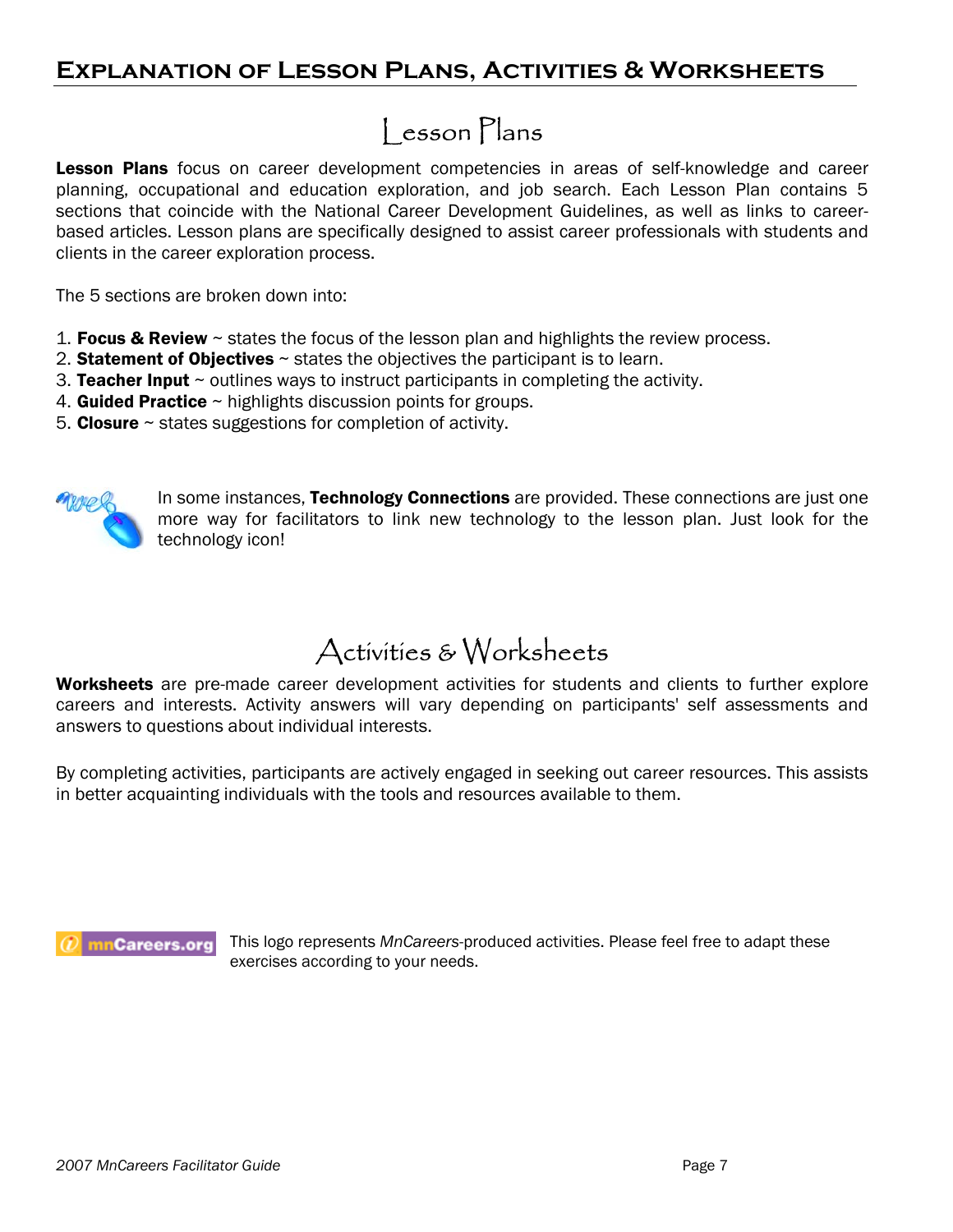# Explanation of Lesson Plans, Activities & Worksheets

## Lesson Plans

**Lesson Plans** focus on career development competencies in areas of self-knowledge and career planning, occupational and education exploration, and job search. Each Lesson Plan contains 5 sections that coincide with the National Career Development Guidelines, as well as links to career-based articles. Lesson plans are specifically designed to assist career professionals with students and clients in the career exploration process.

The 5 sections are broken down into:

1. **Focus & Review** ~ states the focus of the lesson plan and highlights the review process.
2. **Statement of Objectives** ~ states the objectives the participant is to learn.
3. **Teacher Input** ~ outlines ways to instruct participants in completing the activity.
4. **Guided Practice** ~ highlights discussion points for groups.
5. **Closure** ~ states suggestions for completion of activity.

In some instances, **Technology Connections** are provided. These connections are just one more way for facilitators to link new technology to the lesson plan. Just look for the technology icon!

## Activities & Worksheets

**Worksheets** are pre-made career development activities for students and clients to further explore careers and interests. Activity answers will vary depending on participants' self assessments and answers to questions about individual interests.

By completing activities, participants are actively engaged in seeking out career resources. This assists in better acquainting individuals with the tools and resources available to them.

This logo represents *MnCareers*-produced activities. Please feel free to adapt these exercises according to your needs.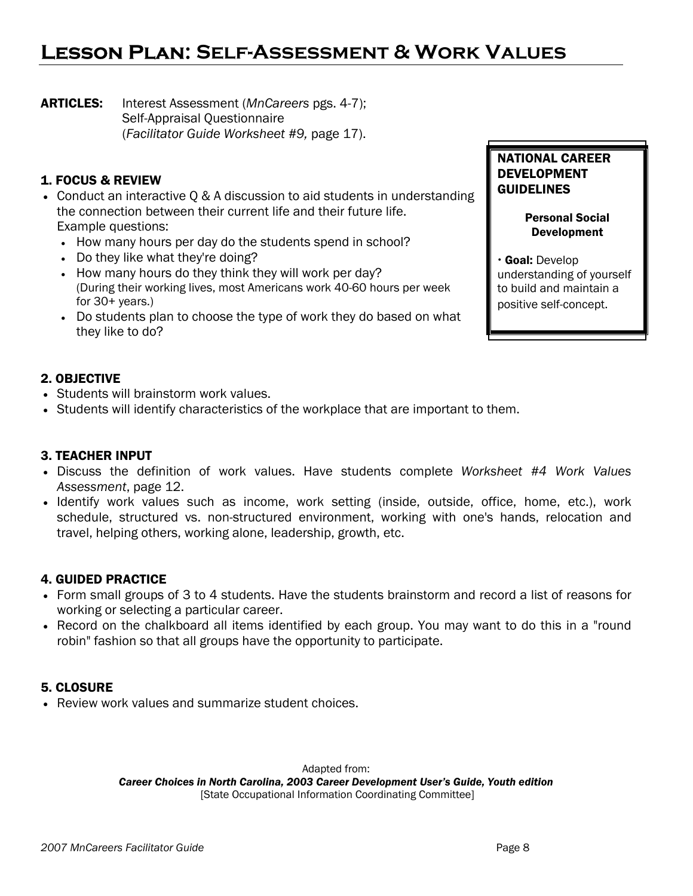# Lesson Plan: Self-Assessment & Work Values

**ARTICLES:** Interest Assessment (*MnCareers* pgs. 4-7); Self-Appraisal Questionnaire (*Facilitator Guide Worksheet #9,* page 17).

**NATIONAL CAREER DEVELOPMENT GUIDELINES**

**Personal Social Development**

• **Goal:** Develop understanding of yourself to build and maintain a positive self-concept.

### 1. FOCUS & REVIEW

- Conduct an interactive Q & A discussion to aid students in understanding the connection between their current life and their future life. Example questions:
  - How many hours per day do the students spend in school?
  - Do they like what they're doing?
  - How many hours do they think they will work per day? (During their working lives, most Americans work 40-60 hours per week for 30+ years.)
  - Do students plan to choose the type of work they do based on what they like to do?

### 2. OBJECTIVE

- Students will brainstorm work values.
- Students will identify characteristics of the workplace that are important to them.

### 3. TEACHER INPUT

- Discuss the definition of work values. Have students complete *Worksheet #4 Work Values Assessment*, page 12.
- Identify work values such as income, work setting (inside, outside, office, home, etc.), work schedule, structured vs. non-structured environment, working with one's hands, relocation and travel, helping others, working alone, leadership, growth, etc.

### 4. GUIDED PRACTICE

- Form small groups of 3 to 4 students. Have the students brainstorm and record a list of reasons for working or selecting a particular career.
- Record on the chalkboard all items identified by each group. You may want to do this in a "round robin" fashion so that all groups have the opportunity to participate.

### 5. CLOSURE

- Review work values and summarize student choices.

Adapted from:
***Career Choices in North Carolina, 2003 Career Development User's Guide, Youth edition***
[State Occupational Information Coordinating Committee]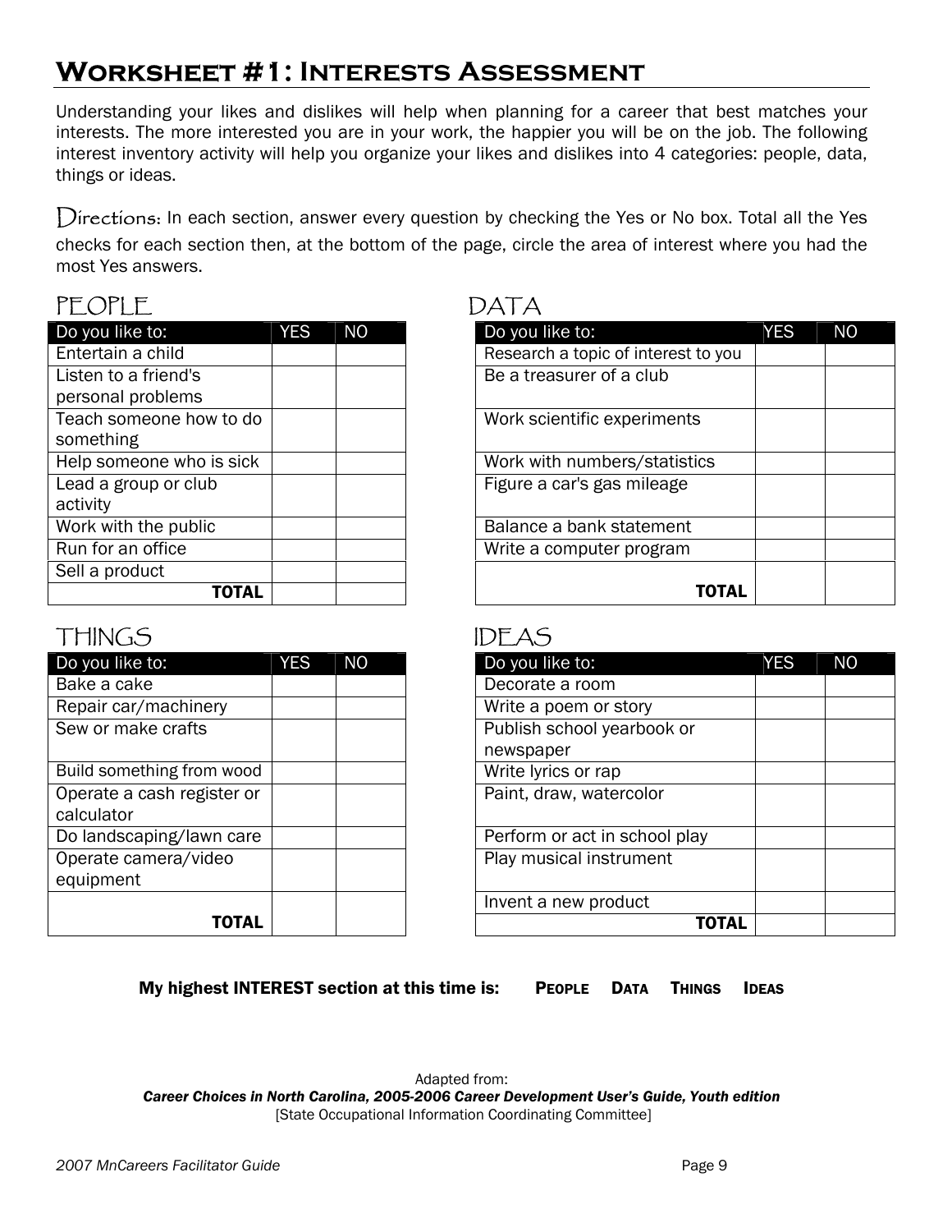# Worksheet #1: Interests Assessment

Understanding your likes and dislikes will help when planning for a career that best matches your interests. The more interested you are in your work, the happier you will be on the job. The following interest inventory activity will help you organize your likes and dislikes into 4 categories: people, data, things or ideas.

Directions: In each section, answer every question by checking the Yes or No box. Total all the Yes checks for each section then, at the bottom of the page, circle the area of interest where you had the most Yes answers.

## PEOPLE

| Do you like to: | YES | NO |
|---|---|---|
| Entertain a child | | |
| Listen to a friend's personal problems | | |
| Teach someone how to do something | | |
| Help someone who is sick | | |
| Lead a group or club activity | | |
| Work with the public | | |
| Run for an office | | |
| Sell a product | | |
| **TOTAL** | | |

## DATA

| Do you like to: | YES | NO |
|---|---|---|
| Research a topic of interest to you | | |
| Be a treasurer of a club | | |
| Work scientific experiments | | |
| Work with numbers/statistics | | |
| Figure a car's gas mileage | | |
| Balance a bank statement | | |
| Write a computer program | | |
| **TOTAL** | | |

## THINGS

| Do you like to: | YES | NO |
|---|---|---|
| Bake a cake | | |
| Repair car/machinery | | |
| Sew or make crafts | | |
| Build something from wood | | |
| Operate a cash register or calculator | | |
| Do landscaping/lawn care | | |
| Operate camera/video equipment | | |
| **TOTAL** | | |

## IDEAS

| Do you like to: | YES | NO |
|---|---|---|
| Decorate a room | | |
| Write a poem or story | | |
| Publish school yearbook or newspaper | | |
| Write lyrics or rap | | |
| Paint, draw, watercolor | | |
| Perform or act in school play | | |
| Play musical instrument | | |
| Invent a new product | | |
| **TOTAL** | | |

**My highest INTEREST section at this time is: PEOPLE DATA THINGS IDEAS**

Adapted from:
***Career Choices in North Carolina, 2005-2006 Career Development User's Guide, Youth edition***
[State Occupational Information Coordinating Committee]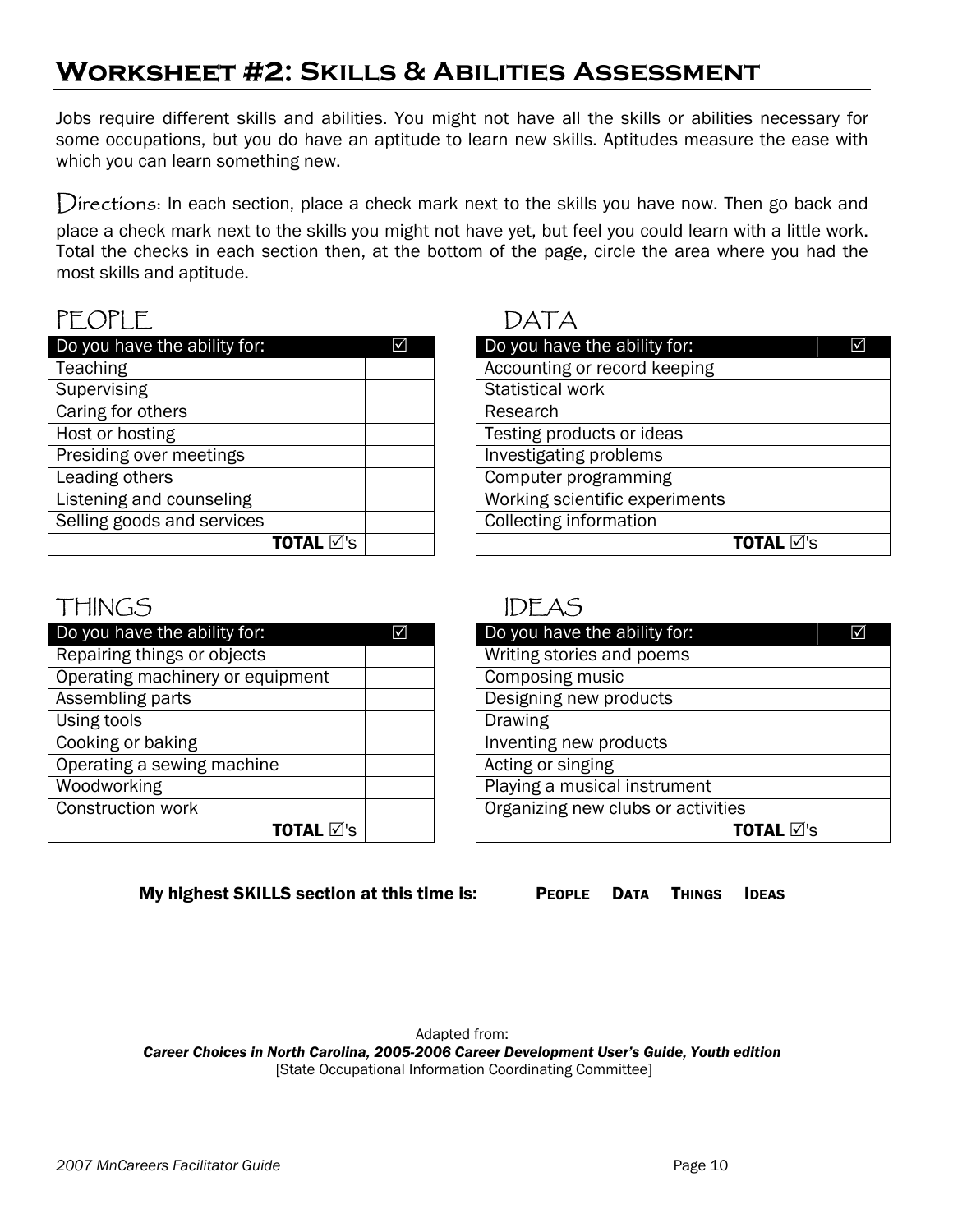# Worksheet #2: Skills & Abilities Assessment

Jobs require different skills and abilities. You might not have all the skills or abilities necessary for some occupations, but you do have an aptitude to learn new skills. Aptitudes measure the ease with which you can learn something new.

Directions: In each section, place a check mark next to the skills you have now. Then go back and place a check mark next to the skills you might not have yet, but feel you could learn with a little work. Total the checks in each section then, at the bottom of the page, circle the area where you had the most skills and aptitude.

## PEOPLE

| Do you have the ability for: | ☑ |
|---|---|
| Teaching | |
| Supervising | |
| Caring for others | |
| Host or hosting | |
| Presiding over meetings | |
| Leading others | |
| Listening and counseling | |
| Selling goods and services | |
| **TOTAL** ☑'s | |

## DATA

| Do you have the ability for: | ☑ |
|---|---|
| Accounting or record keeping | |
| Statistical work | |
| Research | |
| Testing products or ideas | |
| Investigating problems | |
| Computer programming | |
| Working scientific experiments | |
| Collecting information | |
| **TOTAL** ☑'s | |

## THINGS

| Do you have the ability for: | ☑ |
|---|---|
| Repairing things or objects | |
| Operating machinery or equipment | |
| Assembling parts | |
| Using tools | |
| Cooking or baking | |
| Operating a sewing machine | |
| Woodworking | |
| Construction work | |
| **TOTAL** ☑'s | |

## IDEAS

| Do you have the ability for: | ☑ |
|---|---|
| Writing stories and poems | |
| Composing music | |
| Designing new products | |
| Drawing | |
| Inventing new products | |
| Acting or singing | |
| Playing a musical instrument | |
| Organizing new clubs or activities | |
| **TOTAL** ☑'s | |

**My highest SKILLS section at this time is:** **PEOPLE** **DATA** **THINGS** **IDEAS**

Adapted from:
***Career Choices in North Carolina, 2005-2006 Career Development User's Guide, Youth edition***
[State Occupational Information Coordinating Committee]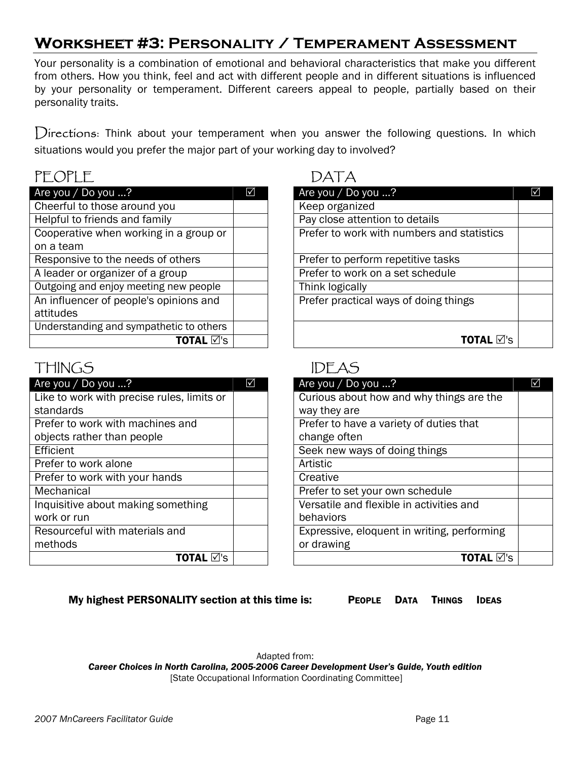## Worksheet #3: Personality / Temperament Assessment

Your personality is a combination of emotional and behavioral characteristics that make you different from others. How you think, feel and act with different people and in different situations is influenced by your personality or temperament. Different careers appeal to people, partially based on their personality traits.

Directions: Think about your temperament when you answer the following questions. In which situations would you prefer the major part of your working day to involved?

### PEOPLE

| Are you / Do you ...? | ☑ |
|---|---|
| Cheerful to those around you | |
| Helpful to friends and family | |
| Cooperative when working in a group or on a team | |
| Responsive to the needs of others | |
| A leader or organizer of a group | |
| Outgoing and enjoy meeting new people | |
| An influencer of people's opinions and attitudes | |
| Understanding and sympathetic to others | |
| **TOTAL ☑'s** | |

### DATA

| Are you / Do you ...? | ☑ |
|---|---|
| Keep organized | |
| Pay close attention to details | |
| Prefer to work with numbers and statistics | |
| Prefer to perform repetitive tasks | |
| Prefer to work on a set schedule | |
| Think logically | |
| Prefer practical ways of doing things | |
| **TOTAL ☑'s** | |

### THINGS

| Are you / Do you ...? | ☑ |
|---|---|
| Like to work with precise rules, limits or standards | |
| Prefer to work with machines and objects rather than people | |
| Efficient | |
| Prefer to work alone | |
| Prefer to work with your hands | |
| Mechanical | |
| Inquisitive about making something work or run | |
| Resourceful with materials and methods | |
| **TOTAL ☑'s** | |

### IDEAS

| Are you / Do you ...? | ☑ |
|---|---|
| Curious about how and why things are the way they are | |
| Prefer to have a variety of duties that change often | |
| Seek new ways of doing things | |
| Artistic | |
| Creative | |
| Prefer to set your own schedule | |
| Versatile and flexible in activities and behaviors | |
| Expressive, eloquent in writing, performing or drawing | |
| **TOTAL ☑'s** | |

**My highest PERSONALITY section at this time is:** **People** **Data** **Things** **Ideas**

Adapted from:
***Career Choices in North Carolina, 2005-2006 Career Development User's Guide, Youth edition***
[State Occupational Information Coordinating Committee]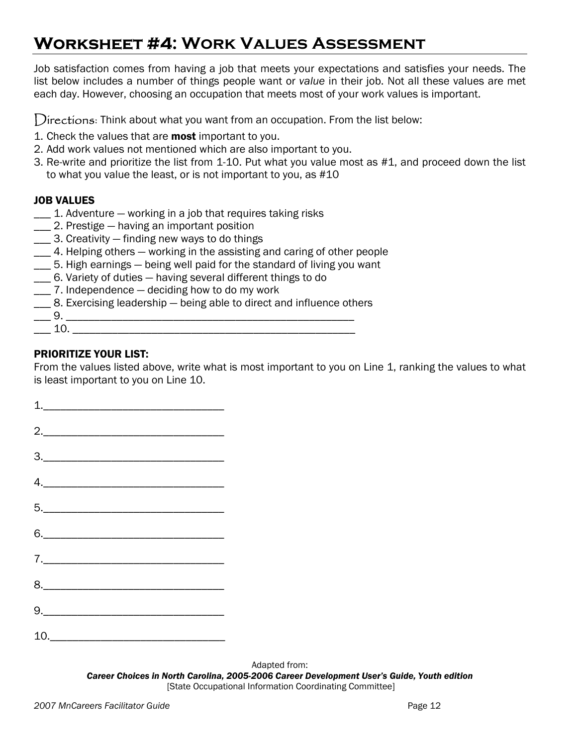# Worksheet #4: Work Values Assessment

Job satisfaction comes from having a job that meets your expectations and satisfies your needs. The list below includes a number of things people want or *value* in their job. Not all these values are met each day. However, choosing an occupation that meets most of your work values is important.

*Directions*: Think about what you want from an occupation. From the list below:

1. Check the values that are **most** important to you.
2. Add work values not mentioned which are also important to you.
3. Re-write and prioritize the list from 1-10. Put what you value most as #1, and proceed down the list to what you value the least, or is not important to you, as #10

**JOB VALUES**

___ 1. Adventure — working in a job that requires taking risks
___ 2. Prestige — having an important position
___ 3. Creativity — finding new ways to do things
___ 4. Helping others — working in the assisting and caring of other people
___ 5. High earnings — being well paid for the standard of living you want
___ 6. Variety of duties — having several different things to do
___ 7. Independence — deciding how to do my work
___ 8. Exercising leadership — being able to direct and influence others
___ 9. ________________________________________________
___ 10. _______________________________________________

**PRIORITIZE YOUR LIST:**

From the values listed above, write what is most important to you on Line 1, ranking the values to what is least important to you on Line 10.

1.______________________________

2.______________________________

3.______________________________

4.______________________________

5.______________________________

6.______________________________

7.______________________________

8.______________________________

9.______________________________

10._____________________________

Adapted from:
***Career Choices in North Carolina, 2005-2006 Career Development User's Guide, Youth edition***
[State Occupational Information Coordinating Committee]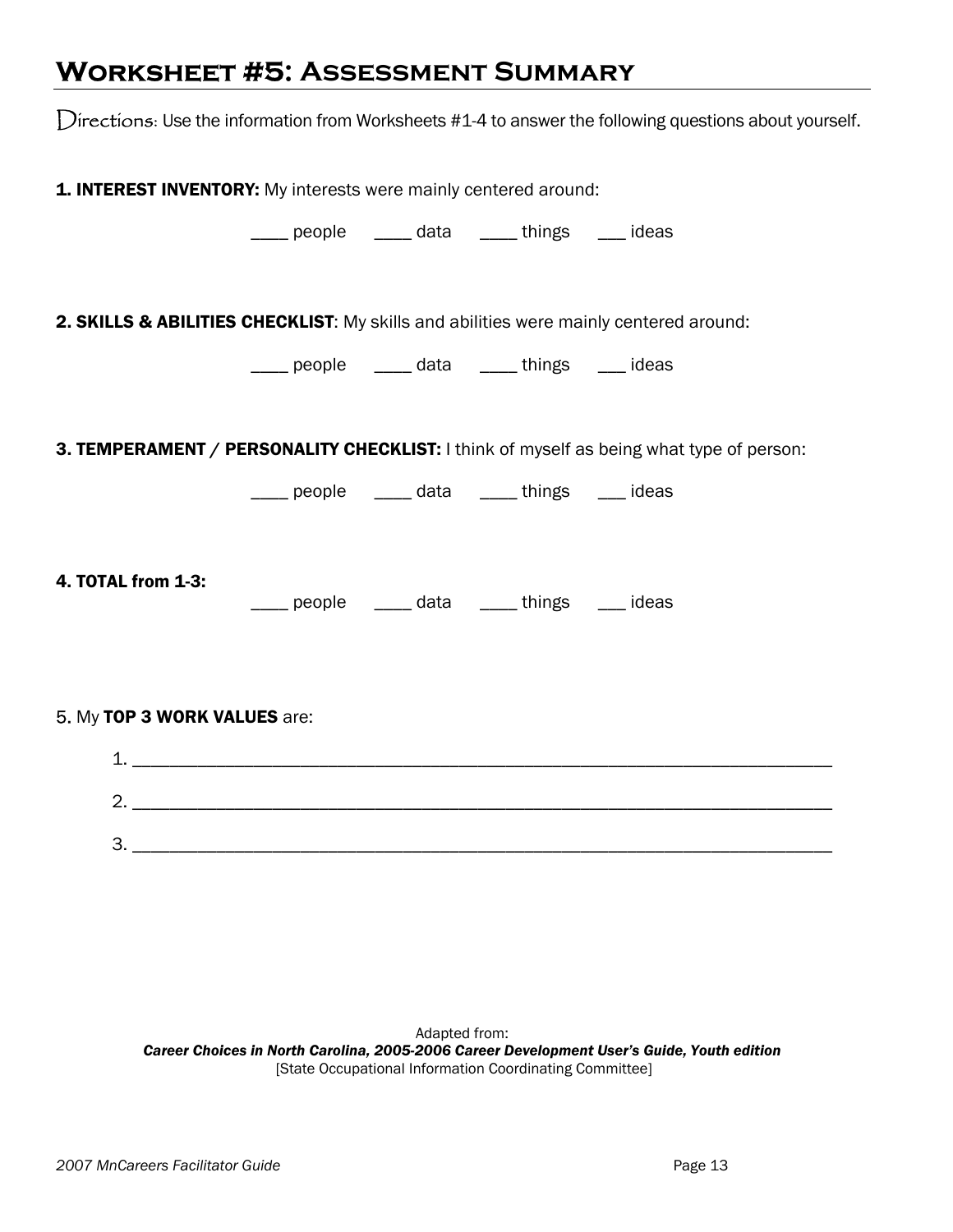# Worksheet #5: Assessment Summary

*Directions*: Use the information from Worksheets #1-4 to answer the following questions about yourself.

**1. INTEREST INVENTORY:** My interests were mainly centered around:

____ people ____ data ____ things ___ ideas

**2. SKILLS & ABILITIES CHECKLIST**: My skills and abilities were mainly centered around:

____ people ____ data ____ things ___ ideas

**3. TEMPERAMENT / PERSONALITY CHECKLIST:** I think of myself as being what type of person:

____ people ____ data ____ things ___ ideas

**4. TOTAL from 1-3:**

____ people ____ data ____ things ___ ideas

5. My **TOP 3 WORK VALUES** are:

1. ______________________________________________________________________
2. ______________________________________________________________________
3. ______________________________________________________________________

Adapted from:
***Career Choices in North Carolina, 2005-2006 Career Development User's Guide, Youth edition***
[State Occupational Information Coordinating Committee]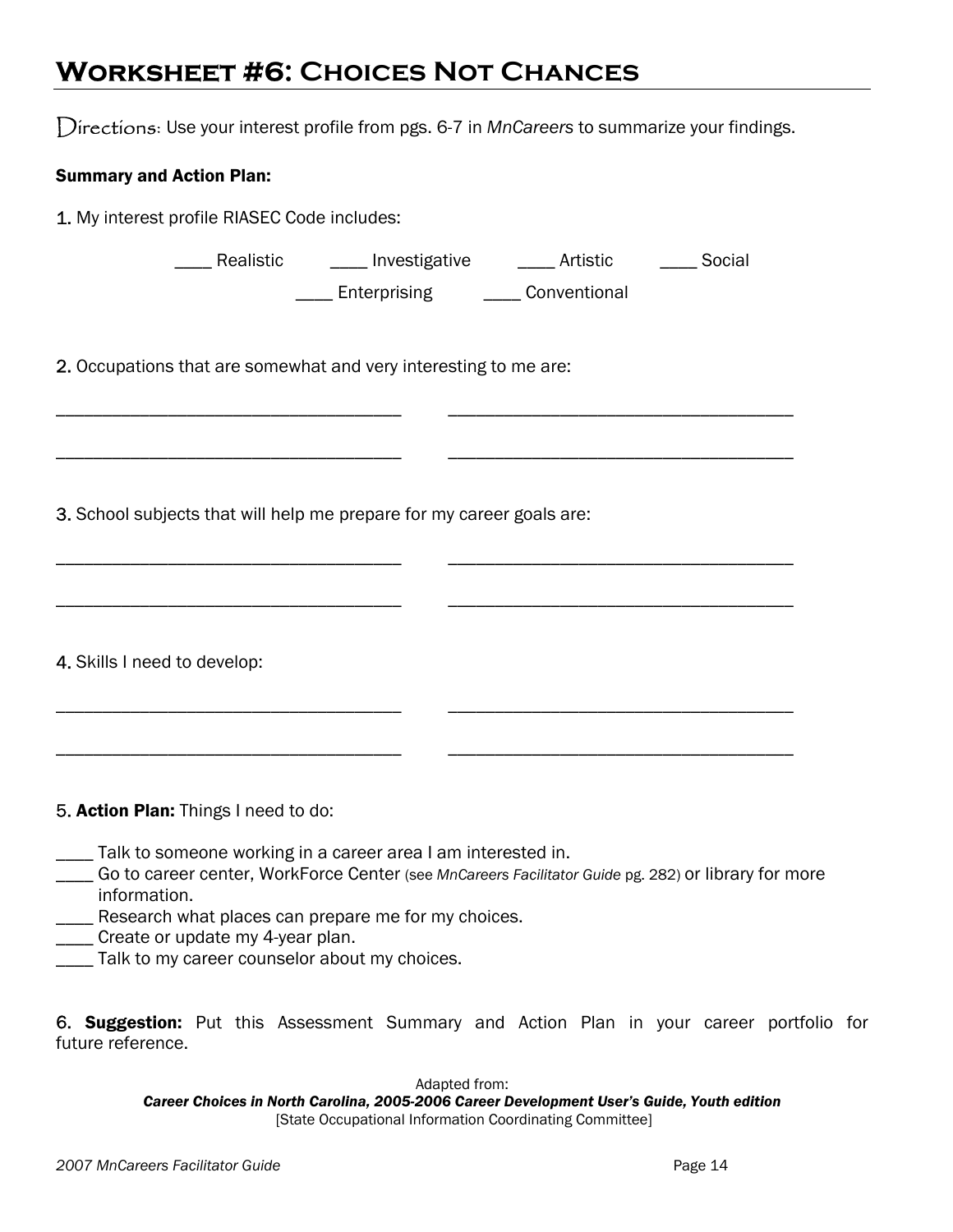# Worksheet #6: Choices Not Chances

Directions: Use your interest profile from pgs. 6-7 in *MnCareers* to summarize your findings.

**Summary and Action Plan:**

1. My interest profile RIASEC Code includes:

____ Realistic ____ Investigative ____ Artistic ____ Social

____ Enterprising ____ Conventional

2. Occupations that are somewhat and very interesting to me are:

____________________________________ ____________________________________

____________________________________ ____________________________________

3. School subjects that will help me prepare for my career goals are:

____________________________________ ____________________________________

____________________________________ ____________________________________

4. Skills I need to develop:

____________________________________ ____________________________________

____________________________________ ____________________________________

5. **Action Plan:** Things I need to do:

____ Talk to someone working in a career area I am interested in.
____ Go to career center, WorkForce Center (see *MnCareers Facilitator Guide* pg. 282) or library for more information.
____ Research what places can prepare me for my choices.
____ Create or update my 4-year plan.
____ Talk to my career counselor about my choices.

6. **Suggestion:** Put this Assessment Summary and Action Plan in your career portfolio for future reference.

Adapted from:
***Career Choices in North Carolina, 2005-2006 Career Development User's Guide, Youth edition***
[State Occupational Information Coordinating Committee]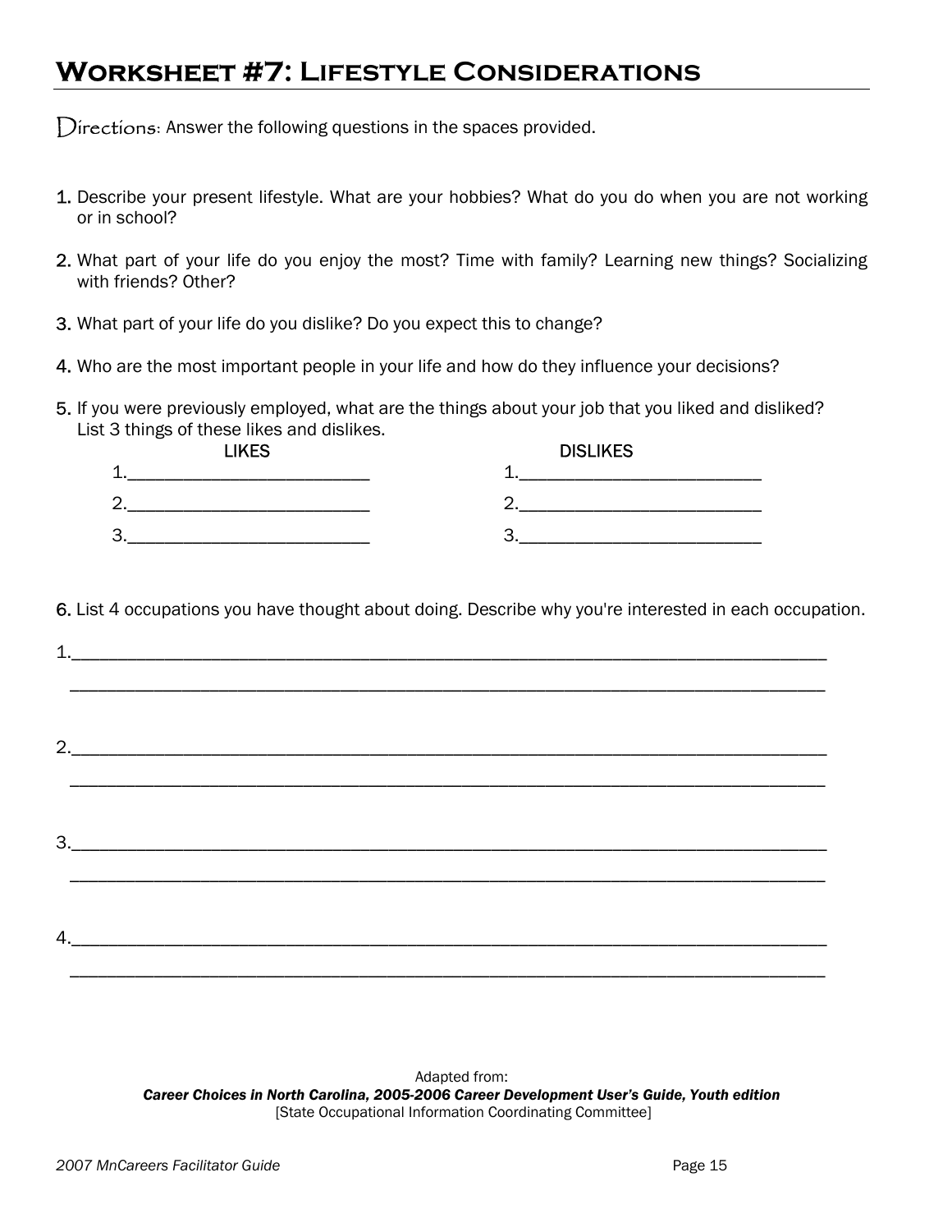# Worksheet #7: Lifestyle Considerations

*Directions*: Answer the following questions in the spaces provided.

1. Describe your present lifestyle. What are your hobbies? What do you do when you are not working or in school?

2. What part of your life do you enjoy the most? Time with family? Learning new things? Socializing with friends? Other?

3. What part of your life do you dislike? Do you expect this to change?

4. Who are the most important people in your life and how do they influence your decisions?

5. If you were previously employed, what are the things about your job that you liked and disliked? List 3 things of these likes and dislikes.

| LIKES | DISLIKES |
|---|---|
| 1.__________________________ | 1.__________________________ |
| 2.__________________________ | 2.__________________________ |
| 3.__________________________ | 3.__________________________ |

6. List 4 occupations you have thought about doing. Describe why you're interested in each occupation.

1.______________________________________________________________________________

______________________________________________________________________________

2.______________________________________________________________________________

______________________________________________________________________________

3.______________________________________________________________________________

______________________________________________________________________________

4.______________________________________________________________________________

______________________________________________________________________________

Adapted from:
***Career Choices in North Carolina, 2005-2006 Career Development User's Guide, Youth edition***
[State Occupational Information Coordinating Committee]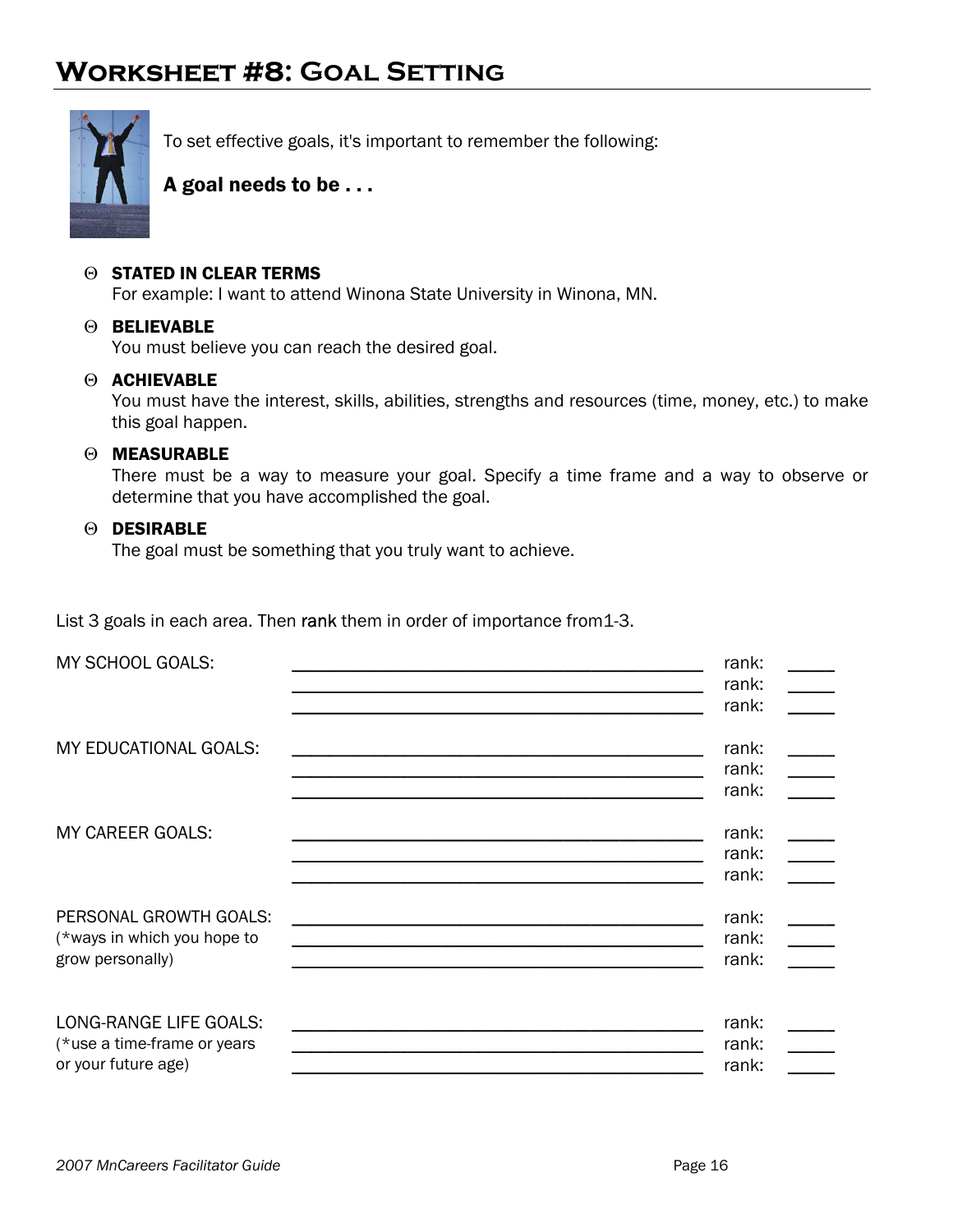# Worksheet #8: Goal Setting

To set effective goals, it's important to remember the following:

**A goal needs to be . . .**

- **STATED IN CLEAR TERMS**
  For example: I want to attend Winona State University in Winona, MN.
- **BELIEVABLE**
  You must believe you can reach the desired goal.
- **ACHIEVABLE**
  You must have the interest, skills, abilities, strengths and resources (time, money, etc.) to make this goal happen.
- **MEASURABLE**
  There must be a way to measure your goal. Specify a time frame and a way to observe or determine that you have accomplished the goal.
- **DESIRABLE**
  The goal must be something that you truly want to achieve.

List 3 goals in each area. Then rank them in order of importance from1-3.

| | | |
|---|---|---|
| MY SCHOOL GOALS: | ______________________________ | rank: _____ |
| | ______________________________ | rank: _____ |
| | ______________________________ | rank: _____ |
| MY EDUCATIONAL GOALS: | ______________________________ | rank: _____ |
| | ______________________________ | rank: _____ |
| | ______________________________ | rank: _____ |
| MY CAREER GOALS: | ______________________________ | rank: _____ |
| | ______________________________ | rank: _____ |
| | ______________________________ | rank: _____ |
| PERSONAL GROWTH GOALS: (*ways in which you hope to grow personally) | ______________________________ | rank: _____ |
| | ______________________________ | rank: _____ |
| | ______________________________ | rank: _____ |
| LONG-RANGE LIFE GOALS: (*use a time-frame or years or your future age) | ______________________________ | rank: _____ |
| | ______________________________ | rank: _____ |
| | ______________________________ | rank: _____ |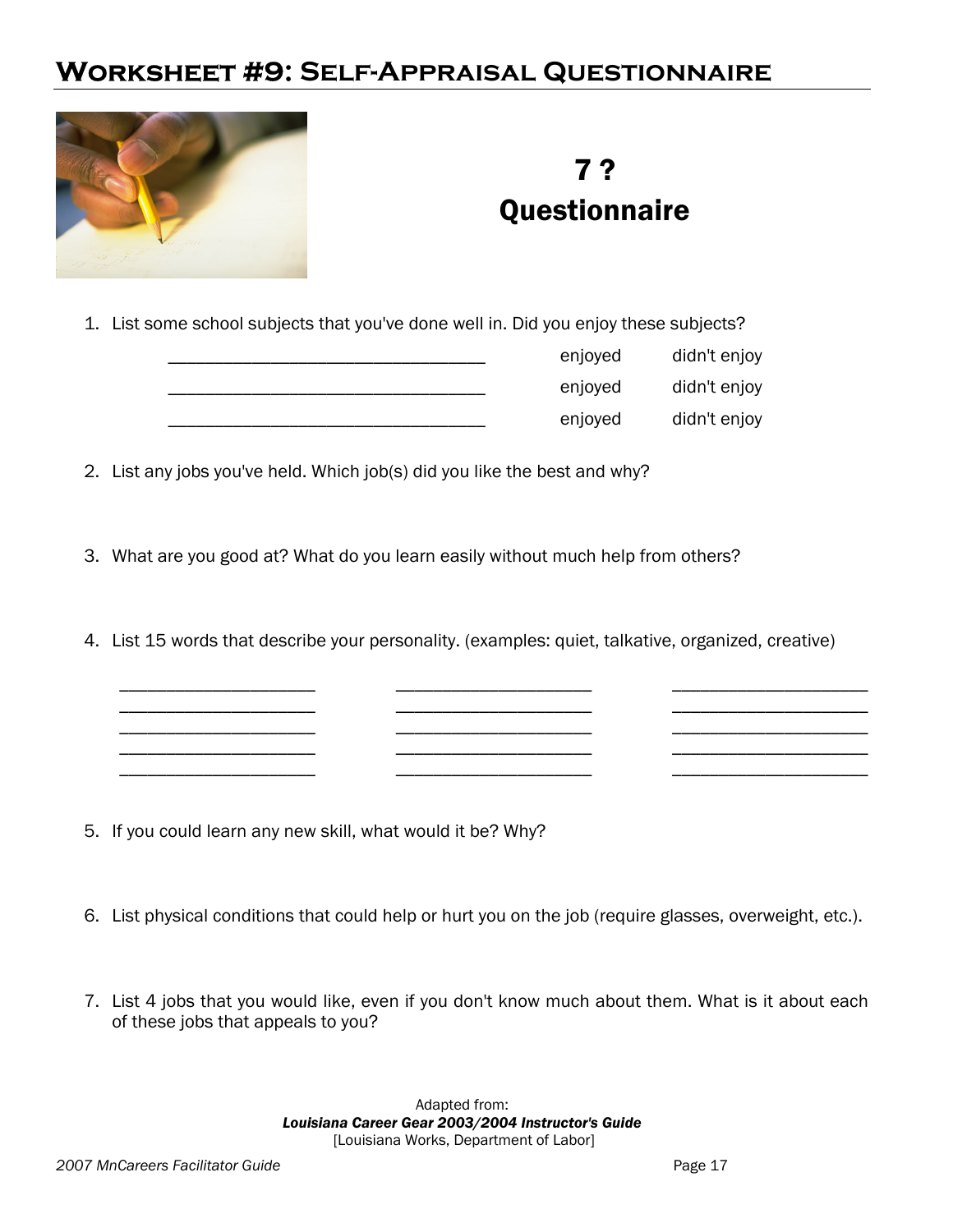# Worksheet #9: Self-Appraisal Questionnaire

## 7 ? Questionnaire

1. List some school subjects that you've done well in. Did you enjoy these subjects?

   ______________________________ enjoyed didn't enjoy

   ______________________________ enjoyed didn't enjoy

   ______________________________ enjoyed didn't enjoy

2. List any jobs you've held. Which job(s) did you like the best and why?

3. What are you good at? What do you learn easily without much help from others?

4. List 15 words that describe your personality. (examples: quiet, talkative, organized, creative)

   ____________________ ____________________ ____________________

   ____________________ ____________________ ____________________

   ____________________ ____________________ ____________________

   ____________________ ____________________ ____________________

   ____________________ ____________________ ____________________

5. If you could learn any new skill, what would it be? Why?

6. List physical conditions that could help or hurt you on the job (require glasses, overweight, etc.).

7. List 4 jobs that you would like, even if you don't know much about them. What is it about each of these jobs that appeals to you?

Adapted from:
***Louisiana Career Gear 2003/2004 Instructor's Guide***
[Louisiana Works, Department of Labor]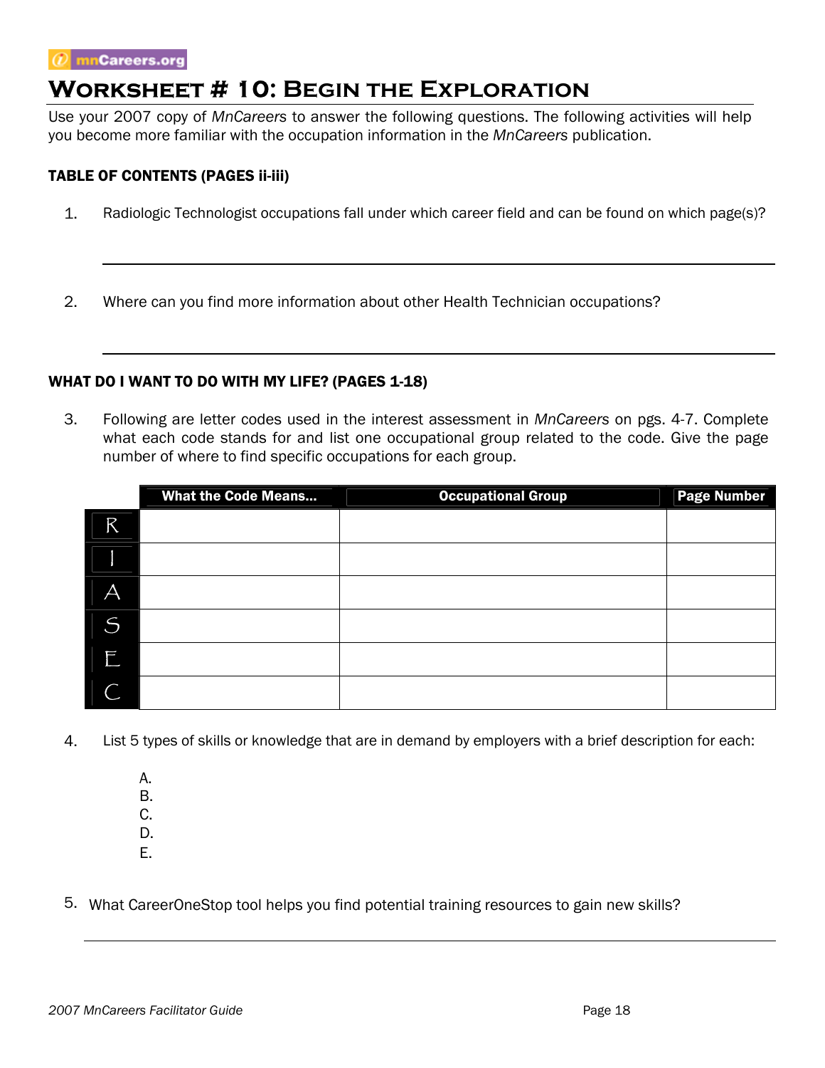mnCareers.org

# Worksheet # 10: Begin the Exploration

Use your 2007 copy of *MnCareers* to answer the following questions. The following activities will help you become more familiar with the occupation information in the *MnCareers* publication.

### TABLE OF CONTENTS (PAGES ii-iii)

1. Radiologic Technologist occupations fall under which career field and can be found on which page(s)?

_______________________________________________

2. Where can you find more information about other Health Technician occupations?

_______________________________________________

### WHAT DO I WANT TO DO WITH MY LIFE? (PAGES 1-18)

3. Following are letter codes used in the interest assessment in *MnCareers* on pgs. 4-7. Complete what each code stands for and list one occupational group related to the code. Give the page number of where to find specific occupations for each group.

| | What the Code Means... | Occupational Group | Page Number |
|---|---|---|---|
| R | | | |
| I | | | |
| A | | | |
| S | | | |
| E | | | |
| C | | | |

4. List 5 types of skills or knowledge that are in demand by employers with a brief description for each:

   A.
   B.
   C.
   D.
   E.

5. What CareerOneStop tool helps you find potential training resources to gain new skills?

_______________________________________________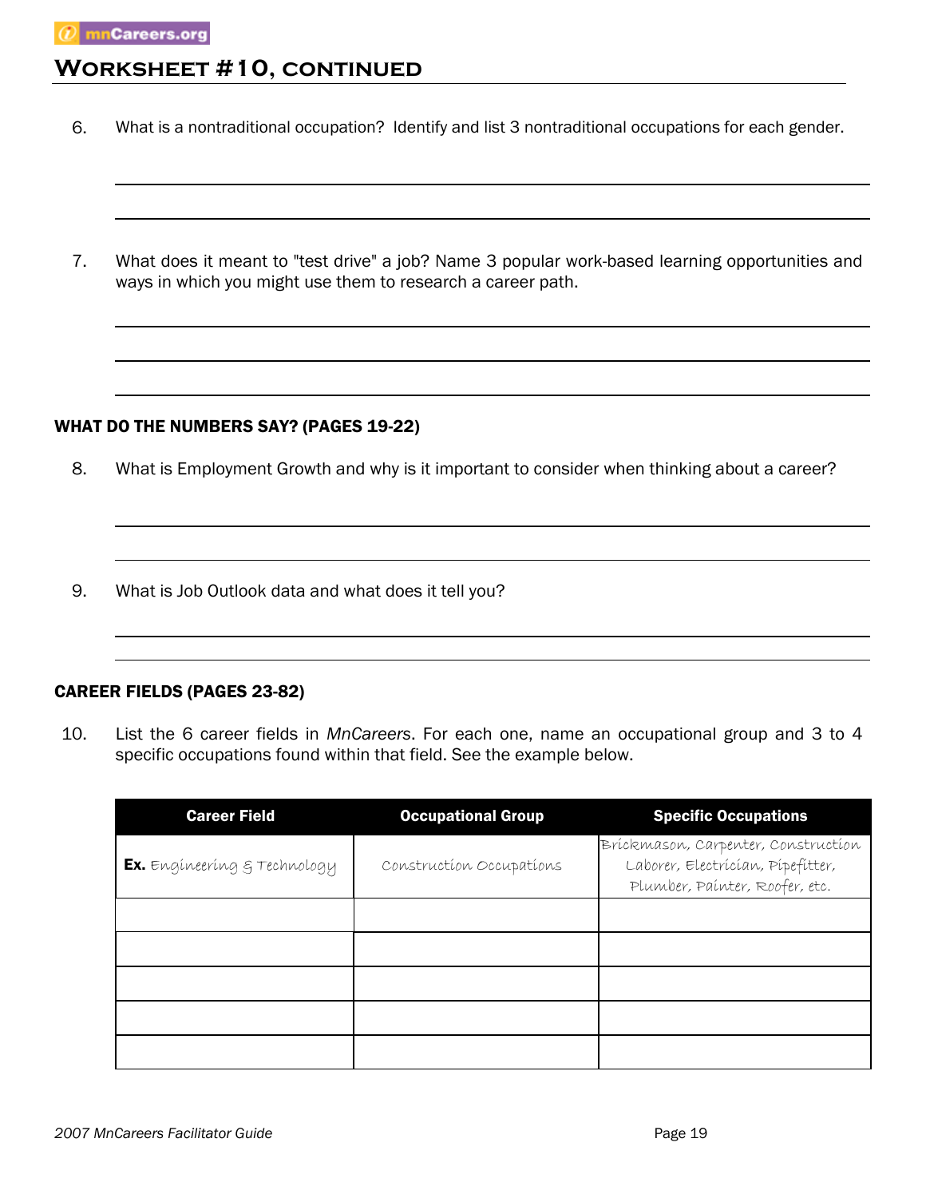## Worksheet #10, continued

6. What is a nontraditional occupation? Identify and list 3 nontraditional occupations for each gender.

7. What does it meant to "test drive" a job? Name 3 popular work-based learning opportunities and ways in which you might use them to research a career path.

### WHAT DO THE NUMBERS SAY? (PAGES 19-22)

8. What is Employment Growth and why is it important to consider when thinking about a career?

9. What is Job Outlook data and what does it tell you?

### CAREER FIELDS (PAGES 23-82)

10. List the 6 career fields in *MnCareers*. For each one, name an occupational group and 3 to 4 specific occupations found within that field. See the example below.

| Career Field | Occupational Group | Specific Occupations |
|---|---|---|
| **Ex.** Engineering & Technology | Construction Occupations | Brickmason, Carpenter, Construction Laborer, Electrician, Pipefitter, Plumber, Painter, Roofer, etc. |
| | | |
| | | |
| | | |
| | | |
| | | |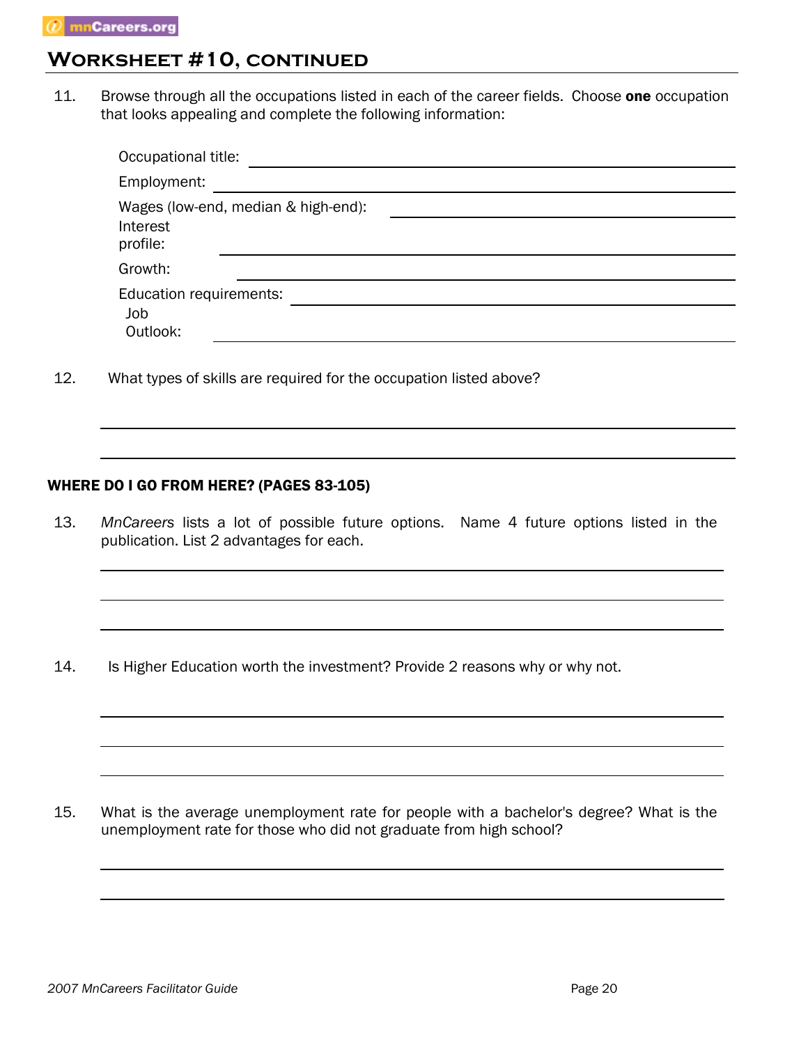## WORKSHEET #10, CONTINUED

11. Browse through all the occupations listed in each of the career fields. Choose **one** occupation that looks appealing and complete the following information:

    Occupational title: ______________________________

    Employment: ______________________________

    Wages (low-end, median & high-end): ______________________________

    Interest profile: ______________________________

    Growth: ______________________________

    Education requirements: ______________________________

    Job Outlook: ______________________________

12. What types of skills are required for the occupation listed above?

    ______________________________

    ______________________________

### WHERE DO I GO FROM HERE? (PAGES 83-105)

13. *MnCareers* lists a lot of possible future options. Name 4 future options listed in the publication. List 2 advantages for each.

    ______________________________

    ______________________________

    ______________________________

14. Is Higher Education worth the investment? Provide 2 reasons why or why not.

    ______________________________

    ______________________________

    ______________________________

15. What is the average unemployment rate for people with a bachelor's degree? What is the unemployment rate for those who did not graduate from high school?

    ______________________________

    ______________________________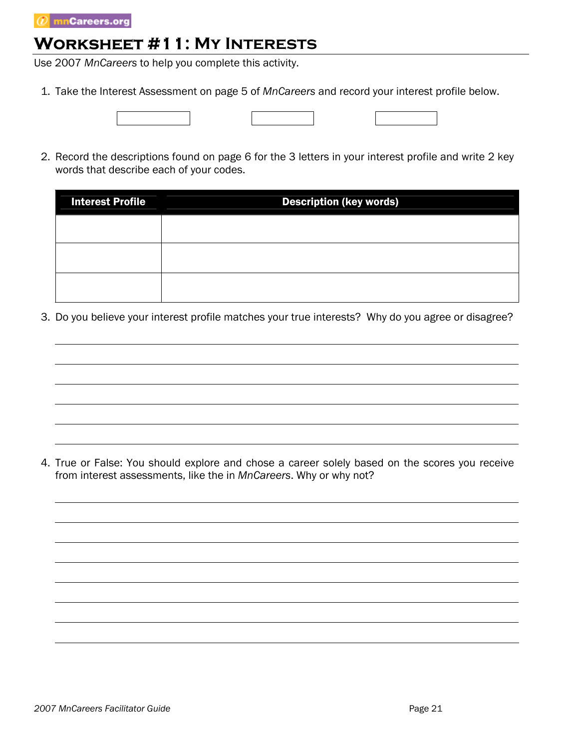# Worksheet #11: My Interests

Use 2007 *MnCareers* to help you complete this activity.

1. Take the Interest Assessment on page 5 of *MnCareers* and record your interest profile below.

| | | |
|---|---|---|
| | | |

2. Record the descriptions found on page 6 for the 3 letters in your interest profile and write 2 key words that describe each of your codes.

| Interest Profile | Description (key words) |
|---|---|
| | |
| | |
| | |

3. Do you believe your interest profile matches your true interests? Why do you agree or disagree?

4. True or False: You should explore and chose a career solely based on the scores you receive from interest assessments, like the in *MnCareers*. Why or why not?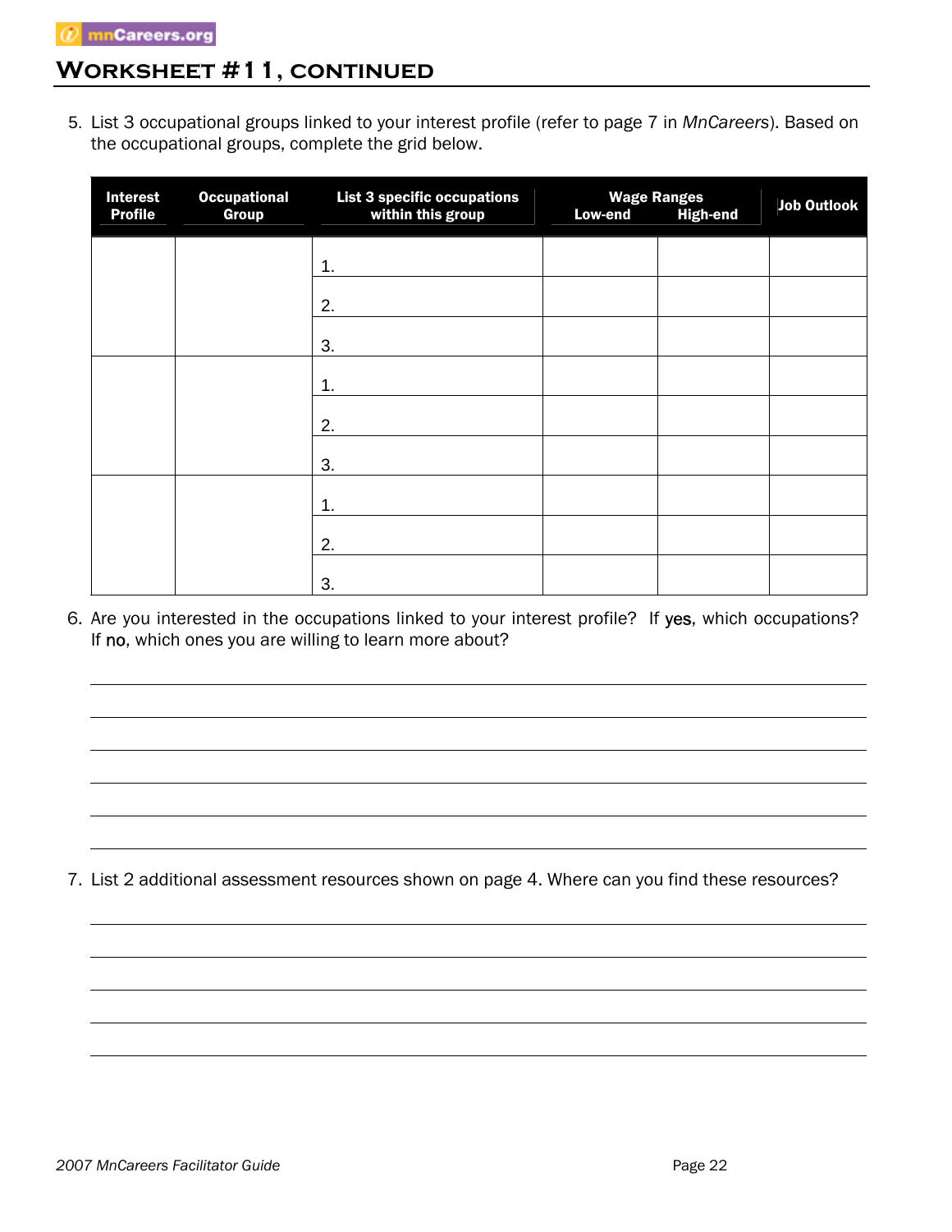## Worksheet #11, continued

5. List 3 occupational groups linked to your interest profile (refer to page 7 in *MnCareers*). Based on the occupational groups, complete the grid below.

| Interest Profile | Occupational Group | List 3 specific occupations within this group | Wage Ranges | | Job Outlook |
|---|---|---|---|---|---|
| | | | Low-end | High-end | |
| | | 1. | | | |
| | | 2. | | | |
| | | 3. | | | |
| | | 1. | | | |
| | | 2. | | | |
| | | 3. | | | |
| | | 1. | | | |
| | | 2. | | | |
| | | 3. | | | |

6. Are you interested in the occupations linked to your interest profile? If yes, which occupations? If no, which ones you are willing to learn more about?

______________________________________________________________________

______________________________________________________________________

______________________________________________________________________

______________________________________________________________________

______________________________________________________________________

7. List 2 additional assessment resources shown on page 4. Where can you find these resources?

______________________________________________________________________

______________________________________________________________________

______________________________________________________________________

______________________________________________________________________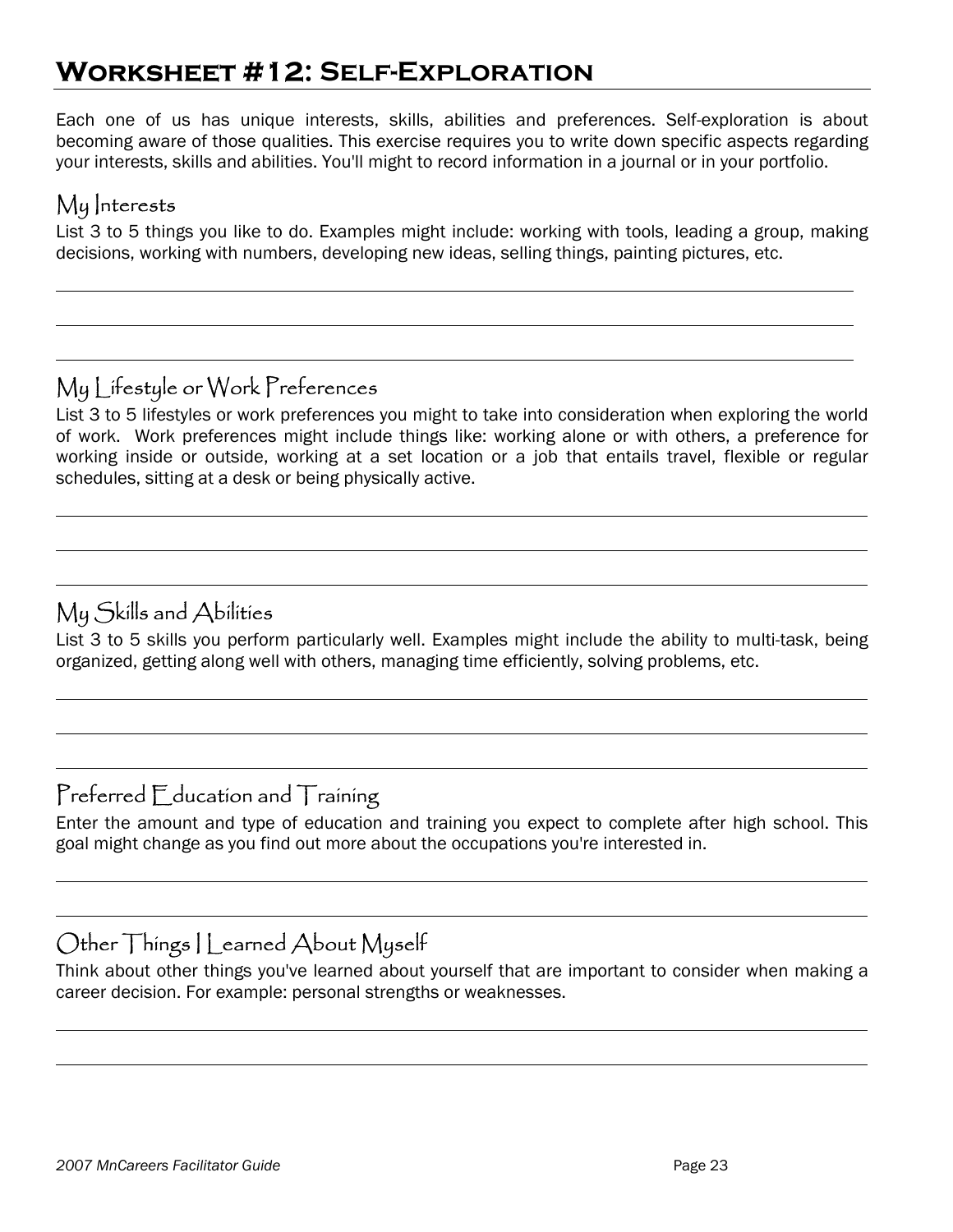# Worksheet #12: Self-Exploration

Each one of us has unique interests, skills, abilities and preferences. Self-exploration is about becoming aware of those qualities. This exercise requires you to write down specific aspects regarding your interests, skills and abilities. You'll might to record information in a journal or in your portfolio.

## My Interests

List 3 to 5 things you like to do. Examples might include: working with tools, leading a group, making decisions, working with numbers, developing new ideas, selling things, painting pictures, etc.

______________________________________________________________________________

______________________________________________________________________________

______________________________________________________________________________

## My Lifestyle or Work Preferences

List 3 to 5 lifestyles or work preferences you might to take into consideration when exploring the world of work. Work preferences might include things like: working alone or with others, a preference for working inside or outside, working at a set location or a job that entails travel, flexible or regular schedules, sitting at a desk or being physically active.

______________________________________________________________________________

______________________________________________________________________________

______________________________________________________________________________

## My Skills and Abilities

List 3 to 5 skills you perform particularly well. Examples might include the ability to multi-task, being organized, getting along well with others, managing time efficiently, solving problems, etc.

______________________________________________________________________________

______________________________________________________________________________

______________________________________________________________________________

## Preferred Education and Training

Enter the amount and type of education and training you expect to complete after high school. This goal might change as you find out more about the occupations you're interested in.

______________________________________________________________________________

______________________________________________________________________________

## Other Things I Learned About Myself

Think about other things you've learned about yourself that are important to consider when making a career decision. For example: personal strengths or weaknesses.

______________________________________________________________________________

______________________________________________________________________________